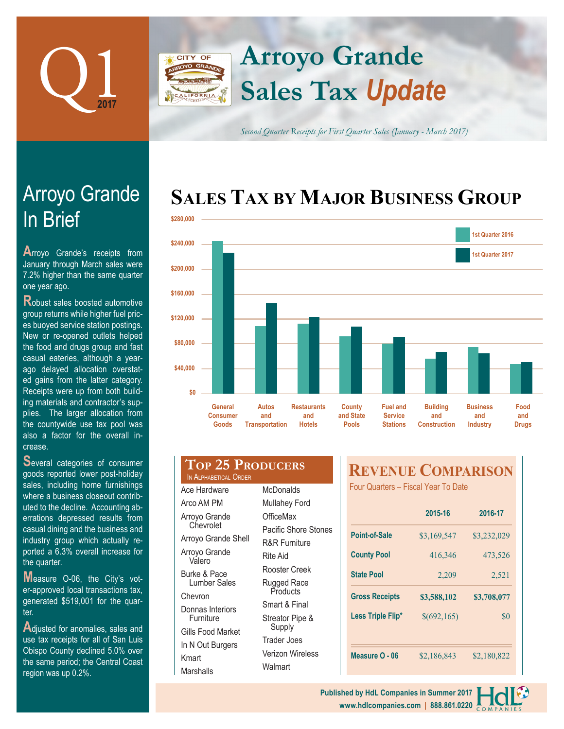# Q1 2017

# Arroyo Grande Sales Tax *Update*

*Second Quarter Receipts for First Quarter Sales (January - March 2017)*

## Arroyo Grande In Brief

Arroyo Grande's receipts from January through March sales were 7.2% higher than the same quarter one year ago.

Robust sales boosted automotive group returns while higher fuel prices buoyed service station postings. New or re-opened outlets helped the food and drugs group and fast casual eateries, although a year-ago delayed allocation overstated gains from the latter category. Receipts were up from both building materials and contractor's supplies. The larger allocation from the countywide use tax pool was also a factor for the overall increase.

Several categories of consumer goods reported lower post-holiday sales, including home furnishings where a business closeout contributed to the decline. Accounting aberrations depressed results from casual dining and the business and industry group which actually reported a 6.3% overall increase for the quarter.

Measure O-06, the City's voter-approved local transactions tax, generated $519,001 for the quarter.

Adjusted for anomalies, sales and use tax receipts for all of San Luis Obispo County declined 5.0% over the same period; the Central Coast region was up 0.2%.

## Sales Tax by Major Business Group

Legend: 1st Quarter 2016, 1st Quarter 2017

Y-axis: $0, $40,000, $80,000, $120,000, $160,000, $200,000, $240,000, $280,000

Categories: General Consumer Goods; Autos and Transportation; Restaurants and Hotels; County and State Pools; Fuel and Service Stations; Building and Construction; Business and Industry; Food and Drugs

## Top 25 Producers

In Alphabetical Order

- Ace Hardware
- Arco AM PM
- Arroyo Grande Chevrolet
- Arroyo Grande Shell
- Arroyo Grande Valero
- Burke & Pace Lumber Sales
- Chevron
- Donnas Interiors Furniture
- Gills Food Market
- In N Out Burgers
- Kmart
- Marshalls
- McDonalds
- Mullahey Ford
- OfficeMax
- Pacific Shore Stones
- R&R Furniture
- Rite Aid
- Rooster Creek
- Rugged Race Products
- Smart & Final
- Streator Pipe & Supply
- Trader Joes
- Verizon Wireless
- Walmart

## Revenue Comparison

Four Quarters – Fiscal Year To Date

| | 2015-16 | 2016-17 |
|---|---|---|
| Point-of-Sale | $3,169,547 | $3,232,029 |
| County Pool | 416,346 | 473,526 |
| State Pool | 2,209 | 2,521 |
| **Gross Receipts** | **$3,588,102** | **$3,708,077** |
| Less Triple Flip* | $(692,165) | $0 |
| Measure O - 06 | $2,186,843 | $2,180,822 |

Published by HdL Companies in Summer 2017
www.hdlcompanies.com | 888.861.0220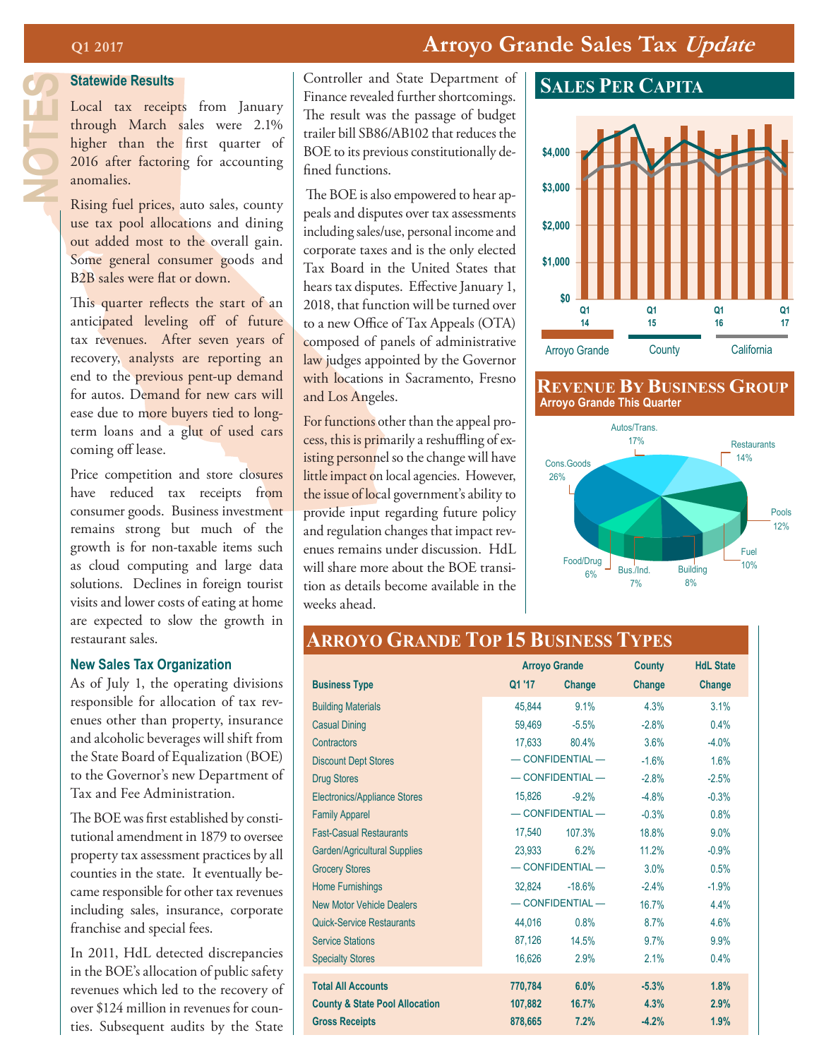**Q1 2017** **Arroyo Grande Sales Tax *Update***

NOTES

### Statewide Results

Local tax receipts from January through March sales were 2.1% higher than the first quarter of 2016 after factoring for accounting anomalies.

Rising fuel prices, auto sales, county use tax pool allocations and dining out added most to the overall gain. Some general consumer goods and B2B sales were flat or down.

This quarter reflects the start of an anticipated leveling off of future tax revenues. After seven years of recovery, analysts are reporting an end to the previous pent-up demand for autos. Demand for new cars will ease due to more buyers tied to long-term loans and a glut of used cars coming off lease.

Price competition and store closures have reduced tax receipts from consumer goods. Business investment remains strong but much of the growth is for non-taxable items such as cloud computing and large data solutions. Declines in foreign tourist visits and lower costs of eating at home are expected to slow the growth in restaurant sales.

### New Sales Tax Organization

As of July 1, the operating divisions responsible for allocation of tax revenues other than property, insurance and alcoholic beverages will shift from the State Board of Equalization (BOE) to the Governor's new Department of Tax and Fee Administration.

The BOE was first established by constitutional amendment in 1879 to oversee property tax assessment practices by all counties in the state. It eventually became responsible for other tax revenues including sales, insurance, corporate franchise and special fees.

In 2011, HdL detected discrepancies in the BOE's allocation of public safety revenues which led to the recovery of over $124 million in revenues for counties. Subsequent audits by the State Controller and State Department of Finance revealed further shortcomings. The result was the passage of budget trailer bill SB86/AB102 that reduces the BOE to its previous constitutionally defined functions.

The BOE is also empowered to hear appeals and disputes over tax assessments including sales/use, personal income and corporate taxes and is the only elected Tax Board in the United States that hears tax disputes. Effective January 1, 2018, that function will be turned over to a new Office of Tax Appeals (OTA) composed of panels of administrative law judges appointed by the Governor with locations in Sacramento, Fresno and Los Angeles.

For functions other than the appeal process, this is primarily a reshuffling of existing personnel so the change will have little impact on local agencies. However, the issue of local government's ability to provide input regarding future policy and regulation changes that impact revenues remains under discussion. HdL will share more about the BOE transition as details become available in the weeks ahead.

## Sales Per Capita

$4,000
$3,000
$2,000
$1,000
$0
Q1 14
Q1 15
Q1 16
Q1 17
Arroyo Grande
County
California

## Revenue By Business Group

Arroyo Grande This Quarter

Autos/Trans. 17%
Restaurants 14%
Pools 12%
Fuel 10%
Building 8%
Bus./Ind. 7%
Food/Drug 6%
Cons.Goods 26%

## Arroyo Grande Top 15 Business Types

| | Arroyo Grande | | County | HdL State |
|---|---|---|---|---|
| **Business Type** | **Q1 '17** | **Change** | **Change** | **Change** |
| Building Materials | 45,844 | 9.1% | 4.3% | 3.1% |
| Casual Dining | 59,469 | -5.5% | -2.8% | 0.4% |
| Contractors | 17,633 | 80.4% | 3.6% | -4.0% |
| Discount Dept Stores | — CONFIDENTIAL — | | -1.6% | 1.6% |
| Drug Stores | — CONFIDENTIAL — | | -2.8% | -2.5% |
| Electronics/Appliance Stores | 15,826 | -9.2% | -4.8% | -0.3% |
| Family Apparel | — CONFIDENTIAL — | | -0.3% | 0.8% |
| Fast-Casual Restaurants | 17,540 | 107.3% | 18.8% | 9.0% |
| Garden/Agricultural Supplies | 23,933 | 6.2% | 11.2% | -0.9% |
| Grocery Stores | — CONFIDENTIAL — | | 3.0% | 0.5% |
| Home Furnishings | 32,824 | -18.6% | -2.4% | -1.9% |
| New Motor Vehicle Dealers | — CONFIDENTIAL — | | 16.7% | 4.4% |
| Quick-Service Restaurants | 44,016 | 0.8% | 8.7% | 4.6% |
| Service Stations | 87,126 | 14.5% | 9.7% | 9.9% |
| Specialty Stores | 16,626 | 2.9% | 2.1% | 0.4% |
| **Total All Accounts** | **770,784** | **6.0%** | **-5.3%** | **1.8%** |
| **County & State Pool Allocation** | **107,882** | **16.7%** | **4.3%** | **2.9%** |
| **Gross Receipts** | **878,665** | **7.2%** | **-4.2%** | **1.9%** |